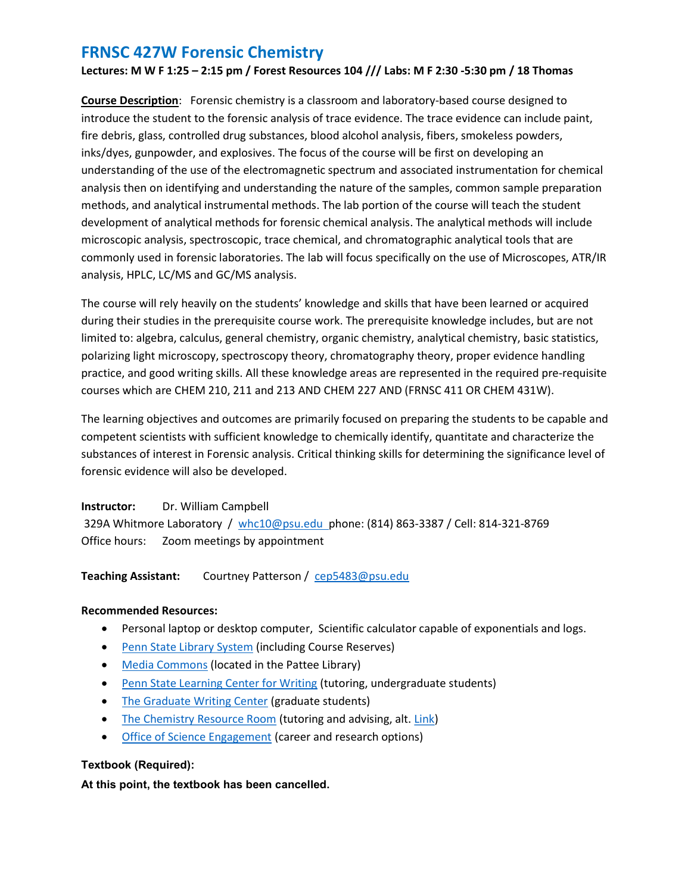# FRNSC 427W Forensic Chemistry

**Lectures: M W F 1:25 – 2:15 pm / Forest Resources 104 /// Labs: M F 2:30 -5:30 pm / 18 Thomas**

**Course Description**: Forensic chemistry is a classroom and laboratory-based course designed to introduce the student to the forensic analysis of trace evidence. The trace evidence can include paint, fire debris, glass, controlled drug substances, blood alcohol analysis, fibers, smokeless powders, inks/dyes, gunpowder, and explosives. The focus of the course will be first on developing an understanding of the use of the electromagnetic spectrum and associated instrumentation for chemical analysis then on identifying and understanding the nature of the samples, common sample preparation methods, and analytical instrumental methods. The lab portion of the course will teach the student development of analytical methods for forensic chemical analysis. The analytical methods will include microscopic analysis, spectroscopic, trace chemical, and chromatographic analytical tools that are commonly used in forensic laboratories. The lab will focus specifically on the use of Microscopes, ATR/IR analysis, HPLC, LC/MS and GC/MS analysis.

The course will rely heavily on the students' knowledge and skills that have been learned or acquired during their studies in the prerequisite course work. The prerequisite knowledge includes, but are not limited to: algebra, calculus, general chemistry, organic chemistry, analytical chemistry, basic statistics, polarizing light microscopy, spectroscopy theory, chromatography theory, proper evidence handling practice, and good writing skills. All these knowledge areas are represented in the required pre-requisite courses which are CHEM 210, 211 and 213 AND CHEM 227 AND (FRNSC 411 OR CHEM 431W).

The learning objectives and outcomes are primarily focused on preparing the students to be capable and competent scientists with sufficient knowledge to chemically identify, quantitate and characterize the substances of interest in Forensic analysis. Critical thinking skills for determining the significance level of forensic evidence will also be developed.

**Instructor:** Dr. William Campbell
329A Whitmore Laboratory / whc10@psu.edu phone: (814) 863-3387 / Cell: 814-321-8769
Office hours: Zoom meetings by appointment

**Teaching Assistant:** Courtney Patterson / cep5483@psu.edu

**Recommended Resources:**

- Personal laptop or desktop computer, Scientific calculator capable of exponentials and logs.
- Penn State Library System (including Course Reserves)
- Media Commons (located in the Pattee Library)
- Penn State Learning Center for Writing (tutoring, undergraduate students)
- The Graduate Writing Center (graduate students)
- The Chemistry Resource Room (tutoring and advising, alt. Link)
- Office of Science Engagement (career and research options)

**Textbook (Required):**

**At this point, the textbook has been cancelled.**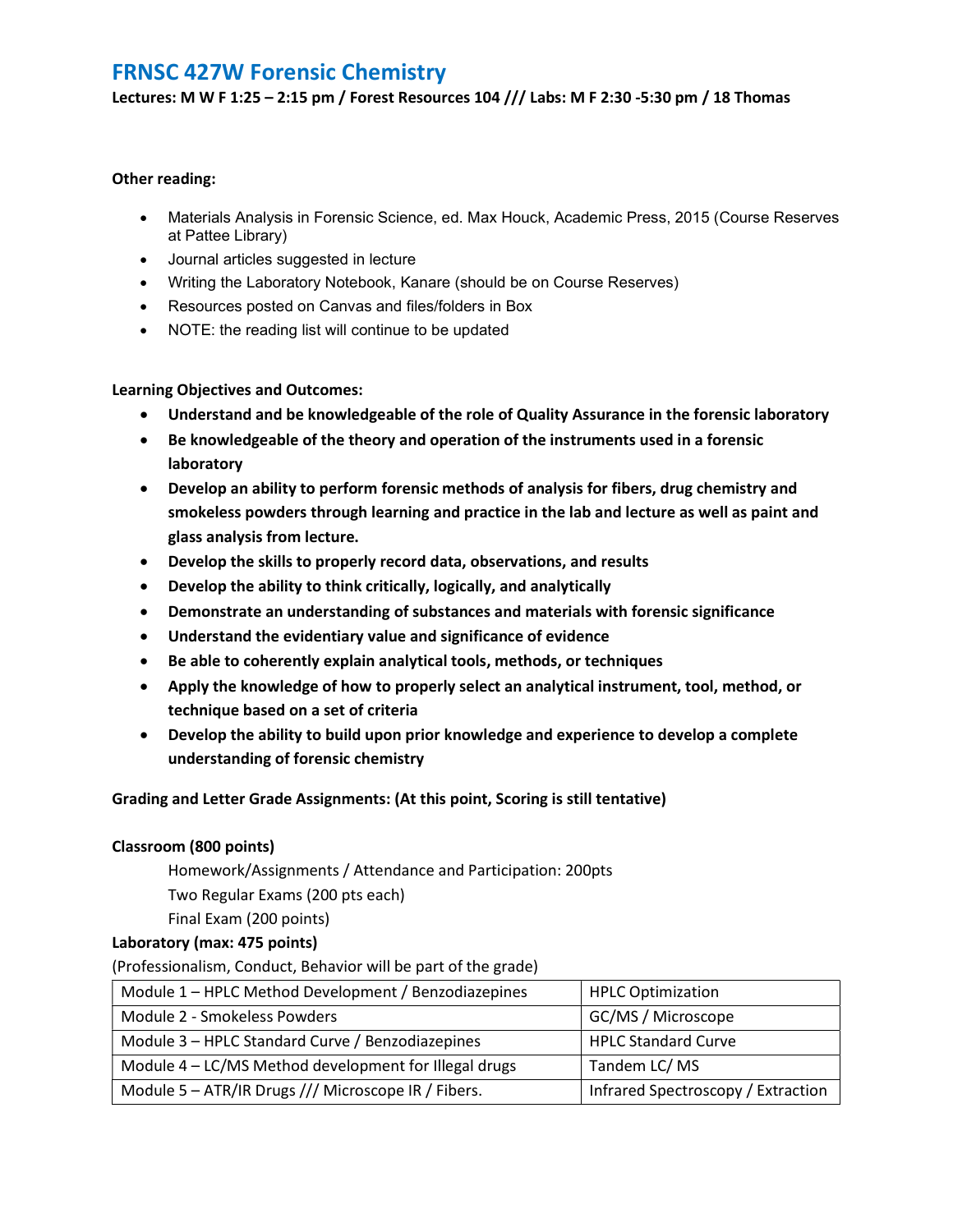# FRNSC 427W Forensic Chemistry

**Lectures: M W F 1:25 – 2:15 pm / Forest Resources 104 /// Labs: M F 2:30 -5:30 pm / 18 Thomas**

**Other reading:**

- Materials Analysis in Forensic Science, ed. Max Houck, Academic Press, 2015 (Course Reserves at Pattee Library)
- Journal articles suggested in lecture
- Writing the Laboratory Notebook, Kanare (should be on Course Reserves)
- Resources posted on Canvas and files/folders in Box
- NOTE: the reading list will continue to be updated

**Learning Objectives and Outcomes:**

- **Understand and be knowledgeable of the role of Quality Assurance in the forensic laboratory**
- **Be knowledgeable of the theory and operation of the instruments used in a forensic laboratory**
- **Develop an ability to perform forensic methods of analysis for fibers, drug chemistry and smokeless powders through learning and practice in the lab and lecture as well as paint and glass analysis from lecture.**
- **Develop the skills to properly record data, observations, and results**
- **Develop the ability to think critically, logically, and analytically**
- **Demonstrate an understanding of substances and materials with forensic significance**
- **Understand the evidentiary value and significance of evidence**
- **Be able to coherently explain analytical tools, methods, or techniques**
- **Apply the knowledge of how to properly select an analytical instrument, tool, method, or technique based on a set of criteria**
- **Develop the ability to build upon prior knowledge and experience to develop a complete understanding of forensic chemistry**

**Grading and Letter Grade Assignments: (At this point, Scoring is still tentative)**

**Classroom (800 points)**

Homework/Assignments / Attendance and Participation: 200pts
Two Regular Exams (200 pts each)
Final Exam (200 points)

**Laboratory (max: 475 points)**

(Professionalism, Conduct, Behavior will be part of the grade)

| Module 1 – HPLC Method Development / Benzodiazepines | HPLC Optimization |
|---|---|
| Module 2 - Smokeless Powders | GC/MS / Microscope |
| Module 3 – HPLC Standard Curve / Benzodiazepines | HPLC Standard Curve |
| Module 4 – LC/MS Method development for Illegal drugs | Tandem LC/ MS |
| Module 5 – ATR/IR Drugs /// Microscope IR / Fibers. | Infrared Spectroscopy / Extraction |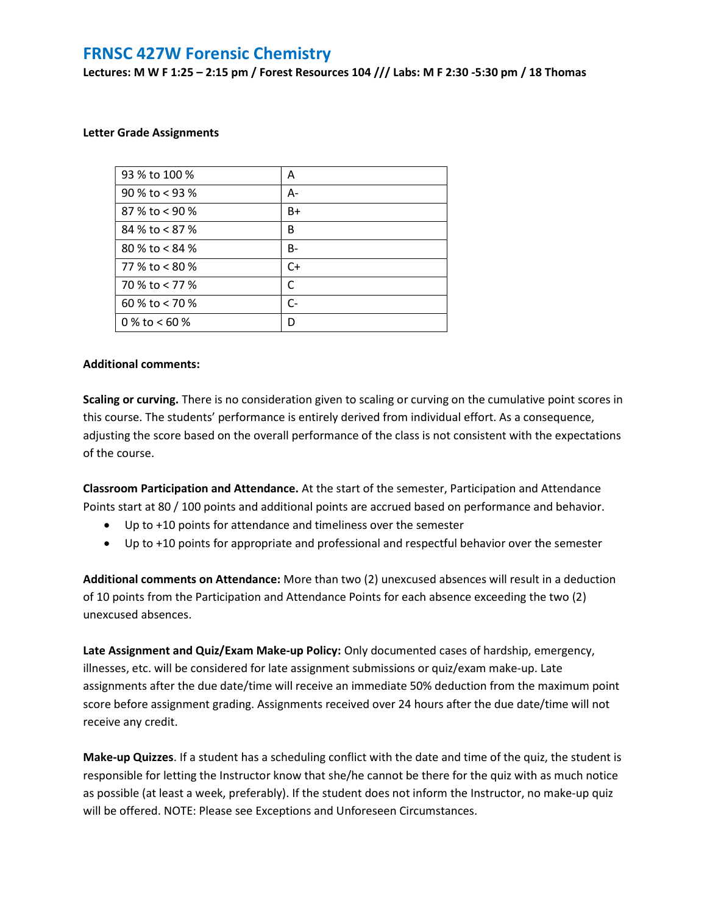# FRNSC 427W Forensic Chemistry

**Lectures: M W F 1:25 – 2:15 pm / Forest Resources 104 /// Labs: M F 2:30 -5:30 pm / 18 Thomas**

**Letter Grade Assignments**

| | |
|---|---|
| 93 % to 100 % | A |
| 90 % to < 93 % | A- |
| 87 % to < 90 % | B+ |
| 84 % to < 87 % | B |
| 80 % to < 84 % | B- |
| 77 % to < 80 % | C+ |
| 70 % to < 77 % | C |
| 60 % to < 70 % | C- |
| 0 % to < 60 % | D |

**Additional comments:**

**Scaling or curving.** There is no consideration given to scaling or curving on the cumulative point scores in this course. The students' performance is entirely derived from individual effort. As a consequence, adjusting the score based on the overall performance of the class is not consistent with the expectations of the course.

**Classroom Participation and Attendance.** At the start of the semester, Participation and Attendance Points start at 80 / 100 points and additional points are accrued based on performance and behavior.

- Up to +10 points for attendance and timeliness over the semester
- Up to +10 points for appropriate and professional and respectful behavior over the semester

**Additional comments on Attendance:** More than two (2) unexcused absences will result in a deduction of 10 points from the Participation and Attendance Points for each absence exceeding the two (2) unexcused absences.

**Late Assignment and Quiz/Exam Make-up Policy:** Only documented cases of hardship, emergency, illnesses, etc. will be considered for late assignment submissions or quiz/exam make-up. Late assignments after the due date/time will receive an immediate 50% deduction from the maximum point score before assignment grading. Assignments received over 24 hours after the due date/time will not receive any credit.

**Make-up Quizzes**. If a student has a scheduling conflict with the date and time of the quiz, the student is responsible for letting the Instructor know that she/he cannot be there for the quiz with as much notice as possible (at least a week, preferably). If the student does not inform the Instructor, no make-up quiz will be offered. NOTE: Please see Exceptions and Unforeseen Circumstances.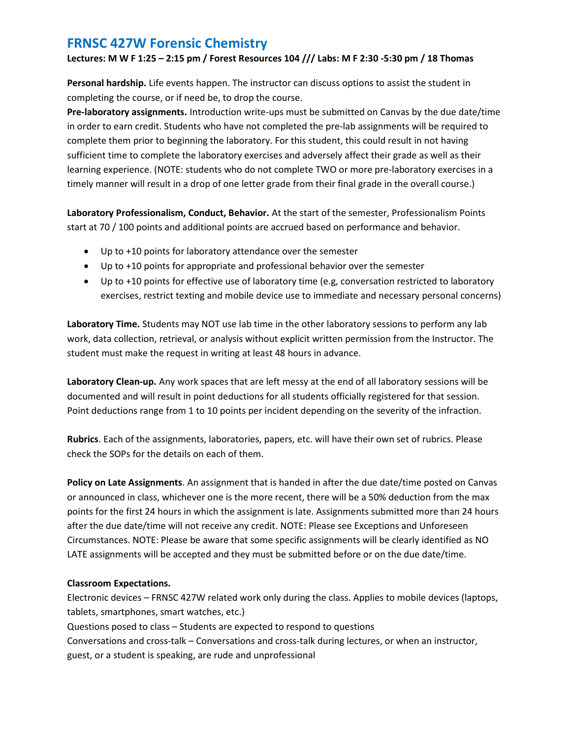# FRNSC 427W Forensic Chemistry

**Lectures: M W F 1:25 – 2:15 pm / Forest Resources 104 /// Labs: M F 2:30 -5:30 pm / 18 Thomas**

**Personal hardship.** Life events happen. The instructor can discuss options to assist the student in completing the course, or if need be, to drop the course.

**Pre-laboratory assignments.** Introduction write-ups must be submitted on Canvas by the due date/time in order to earn credit. Students who have not completed the pre-lab assignments will be required to complete them prior to beginning the laboratory. For this student, this could result in not having sufficient time to complete the laboratory exercises and adversely affect their grade as well as their learning experience. (NOTE: students who do not complete TWO or more pre-laboratory exercises in a timely manner will result in a drop of one letter grade from their final grade in the overall course.)

**Laboratory Professionalism, Conduct, Behavior.** At the start of the semester, Professionalism Points start at 70 / 100 points and additional points are accrued based on performance and behavior.

- Up to +10 points for laboratory attendance over the semester
- Up to +10 points for appropriate and professional behavior over the semester
- Up to +10 points for effective use of laboratory time (e.g, conversation restricted to laboratory exercises, restrict texting and mobile device use to immediate and necessary personal concerns)

**Laboratory Time.** Students may NOT use lab time in the other laboratory sessions to perform any lab work, data collection, retrieval, or analysis without explicit written permission from the Instructor. The student must make the request in writing at least 48 hours in advance.

**Laboratory Clean-up.** Any work spaces that are left messy at the end of all laboratory sessions will be documented and will result in point deductions for all students officially registered for that session. Point deductions range from 1 to 10 points per incident depending on the severity of the infraction.

**Rubrics**. Each of the assignments, laboratories, papers, etc. will have their own set of rubrics. Please check the SOPs for the details on each of them.

**Policy on Late Assignments**. An assignment that is handed in after the due date/time posted on Canvas or announced in class, whichever one is the more recent, there will be a 50% deduction from the max points for the first 24 hours in which the assignment is late. Assignments submitted more than 24 hours after the due date/time will not receive any credit. NOTE: Please see Exceptions and Unforeseen Circumstances. NOTE: Please be aware that some specific assignments will be clearly identified as NO LATE assignments will be accepted and they must be submitted before or on the due date/time.

**Classroom Expectations.**

Electronic devices – FRNSC 427W related work only during the class. Applies to mobile devices (laptops, tablets, smartphones, smart watches, etc.)

Questions posed to class – Students are expected to respond to questions

Conversations and cross-talk – Conversations and cross-talk during lectures, or when an instructor, guest, or a student is speaking, are rude and unprofessional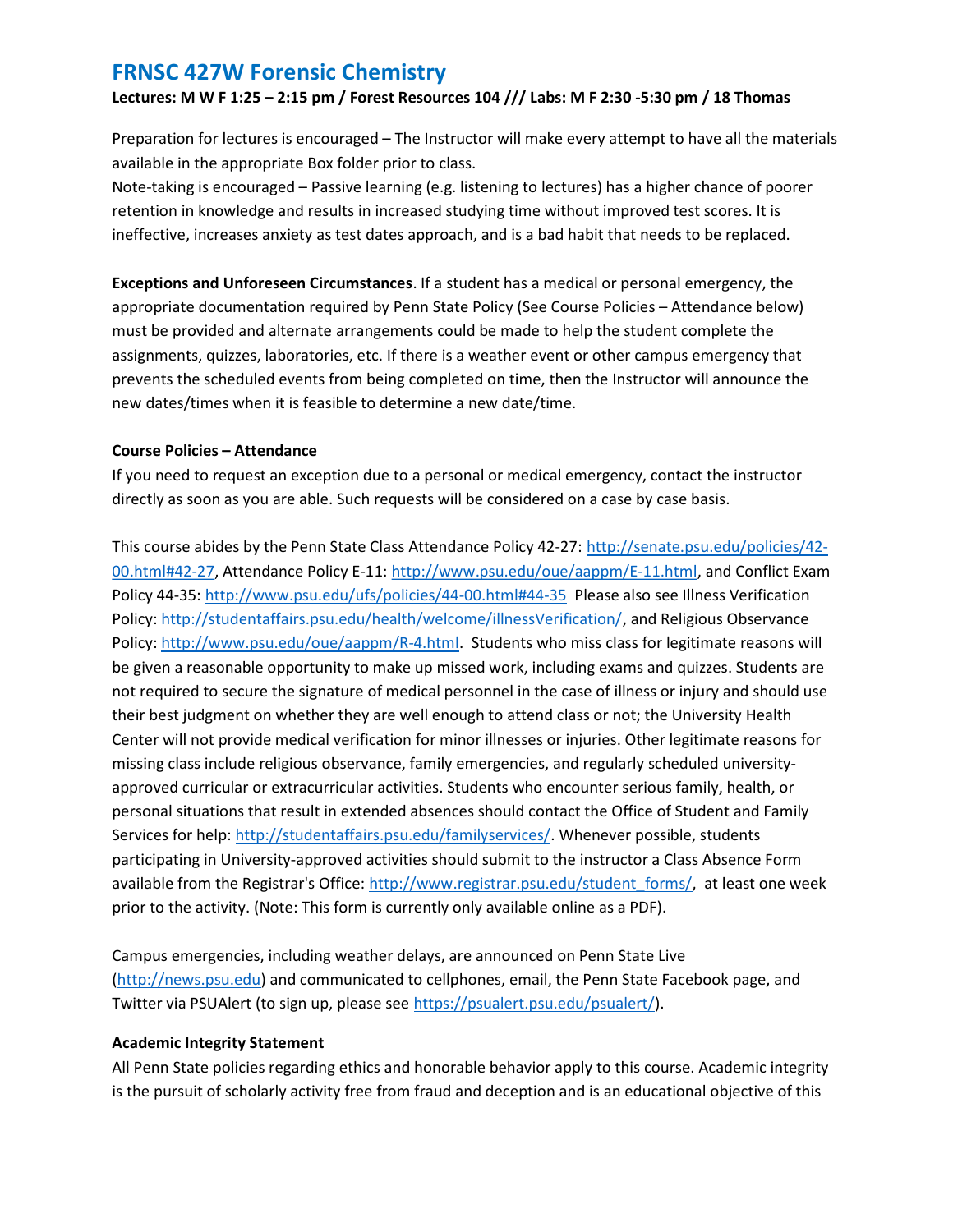# FRNSC 427W Forensic Chemistry

**Lectures: M W F 1:25 – 2:15 pm / Forest Resources 104 /// Labs: M F 2:30 -5:30 pm / 18 Thomas**

Preparation for lectures is encouraged – The Instructor will make every attempt to have all the materials available in the appropriate Box folder prior to class.
Note-taking is encouraged – Passive learning (e.g. listening to lectures) has a higher chance of poorer retention in knowledge and results in increased studying time without improved test scores. It is ineffective, increases anxiety as test dates approach, and is a bad habit that needs to be replaced.

**Exceptions and Unforeseen Circumstances**. If a student has a medical or personal emergency, the appropriate documentation required by Penn State Policy (See Course Policies – Attendance below) must be provided and alternate arrangements could be made to help the student complete the assignments, quizzes, laboratories, etc. If there is a weather event or other campus emergency that prevents the scheduled events from being completed on time, then the Instructor will announce the new dates/times when it is feasible to determine a new date/time.

**Course Policies – Attendance**

If you need to request an exception due to a personal or medical emergency, contact the instructor directly as soon as you are able. Such requests will be considered on a case by case basis.

This course abides by the Penn State Class Attendance Policy 42-27: http://senate.psu.edu/policies/42-00.html#42-27, Attendance Policy E-11: http://www.psu.edu/oue/aappm/E-11.html, and Conflict Exam Policy 44-35: http://www.psu.edu/ufs/policies/44-00.html#44-35 Please also see Illness Verification Policy: http://studentaffairs.psu.edu/health/welcome/illnessVerification/, and Religious Observance Policy: http://www.psu.edu/oue/aappm/R-4.html. Students who miss class for legitimate reasons will be given a reasonable opportunity to make up missed work, including exams and quizzes. Students are not required to secure the signature of medical personnel in the case of illness or injury and should use their best judgment on whether they are well enough to attend class or not; the University Health Center will not provide medical verification for minor illnesses or injuries. Other legitimate reasons for missing class include religious observance, family emergencies, and regularly scheduled university-approved curricular or extracurricular activities. Students who encounter serious family, health, or personal situations that result in extended absences should contact the Office of Student and Family Services for help: http://studentaffairs.psu.edu/familyservices/. Whenever possible, students participating in University-approved activities should submit to the instructor a Class Absence Form available from the Registrar's Office: http://www.registrar.psu.edu/student_forms/, at least one week prior to the activity. (Note: This form is currently only available online as a PDF).

Campus emergencies, including weather delays, are announced on Penn State Live (http://news.psu.edu) and communicated to cellphones, email, the Penn State Facebook page, and Twitter via PSUAlert (to sign up, please see https://psualert.psu.edu/psualert/).

**Academic Integrity Statement**

All Penn State policies regarding ethics and honorable behavior apply to this course. Academic integrity is the pursuit of scholarly activity free from fraud and deception and is an educational objective of this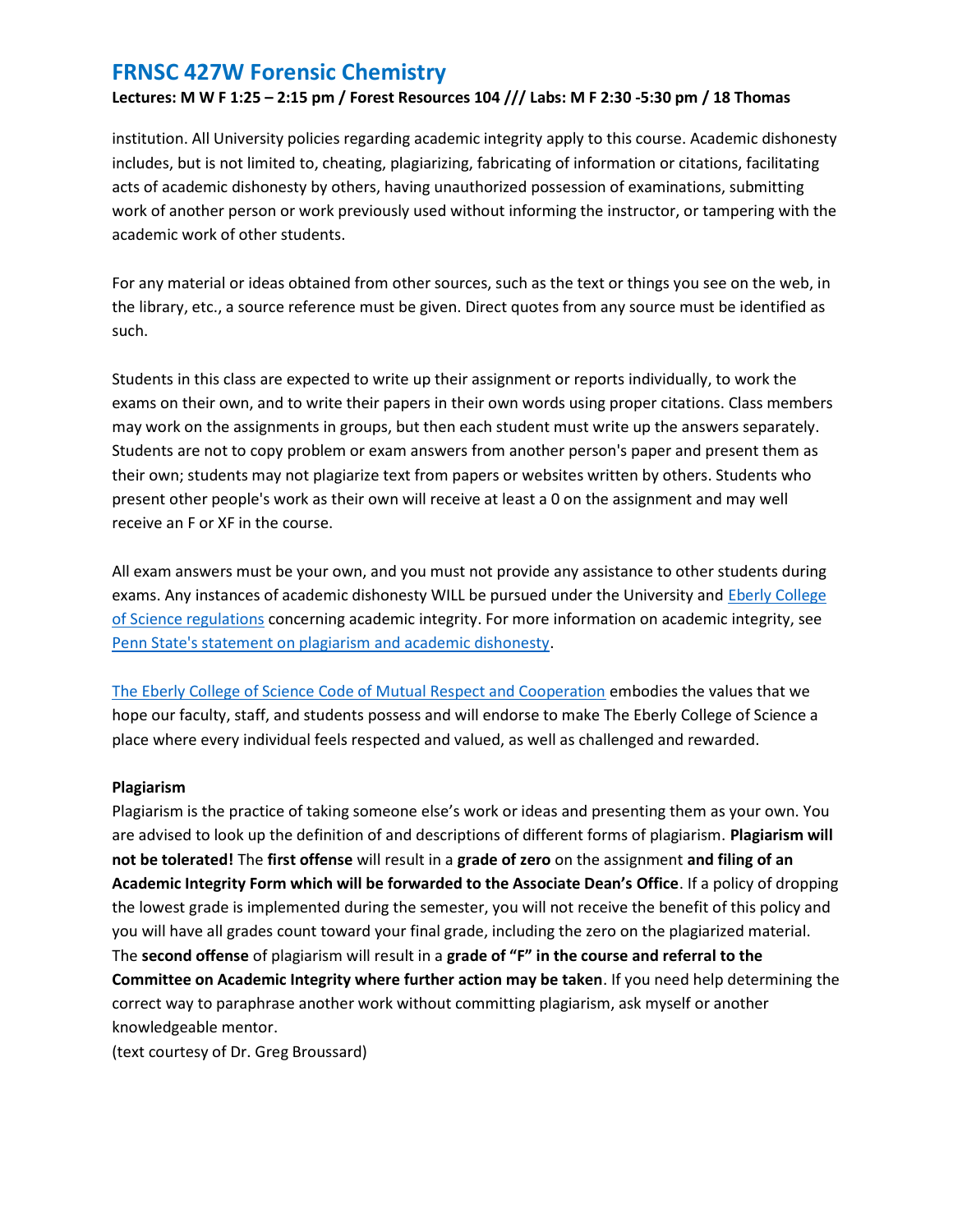institution. All University policies regarding academic integrity apply to this course. Academic dishonesty includes, but is not limited to, cheating, plagiarizing, fabricating of information or citations, facilitating acts of academic dishonesty by others, having unauthorized possession of examinations, submitting work of another person or work previously used without informing the instructor, or tampering with the academic work of other students.

For any material or ideas obtained from other sources, such as the text or things you see on the web, in the library, etc., a source reference must be given. Direct quotes from any source must be identified as such.

Students in this class are expected to write up their assignment or reports individually, to work the exams on their own, and to write their papers in their own words using proper citations. Class members may work on the assignments in groups, but then each student must write up the answers separately. Students are not to copy problem or exam answers from another person's paper and present them as their own; students may not plagiarize text from papers or websites written by others. Students who present other people's work as their own will receive at least a 0 on the assignment and may well receive an F or XF in the course.

All exam answers must be your own, and you must not provide any assistance to other students during exams. Any instances of academic dishonesty WILL be pursued under the University and Eberly College of Science regulations concerning academic integrity. For more information on academic integrity, see Penn State's statement on plagiarism and academic dishonesty.

The Eberly College of Science Code of Mutual Respect and Cooperation embodies the values that we hope our faculty, staff, and students possess and will endorse to make The Eberly College of Science a place where every individual feels respected and valued, as well as challenged and rewarded.

**Plagiarism**

Plagiarism is the practice of taking someone else's work or ideas and presenting them as your own. You are advised to look up the definition of and descriptions of different forms of plagiarism. **Plagiarism will not be tolerated!** The **first offense** will result in a **grade of zero** on the assignment **and filing of an Academic Integrity Form which will be forwarded to the Associate Dean's Office**. If a policy of dropping the lowest grade is implemented during the semester, you will not receive the benefit of this policy and you will have all grades count toward your final grade, including the zero on the plagiarized material. The **second offense** of plagiarism will result in a **grade of "F" in the course and referral to the Committee on Academic Integrity where further action may be taken**. If you need help determining the correct way to paraphrase another work without committing plagiarism, ask myself or another knowledgeable mentor.

(text courtesy of Dr. Greg Broussard)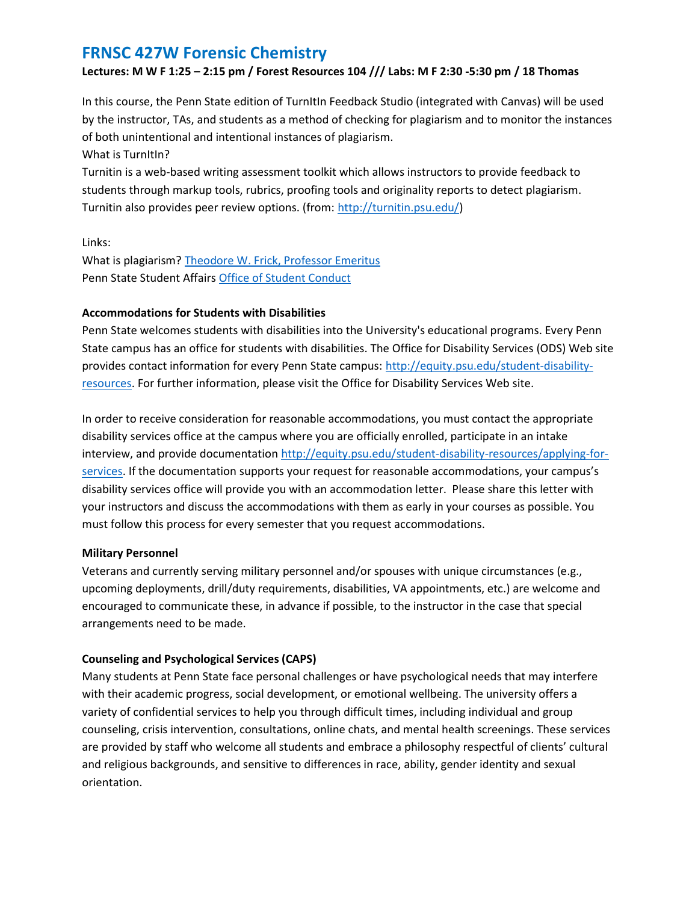# FRNSC 427W Forensic Chemistry

**Lectures: M W F 1:25 – 2:15 pm / Forest Resources 104 /// Labs: M F 2:30 -5:30 pm / 18 Thomas**

In this course, the Penn State edition of TurnItIn Feedback Studio (integrated with Canvas) will be used by the instructor, TAs, and students as a method of checking for plagiarism and to monitor the instances of both unintentional and intentional instances of plagiarism.

What is TurnItIn?

Turnitin is a web-based writing assessment toolkit which allows instructors to provide feedback to students through markup tools, rubrics, proofing tools and originality reports to detect plagiarism. Turnitin also provides peer review options. (from: [http://turnitin.psu.edu/](http://turnitin.psu.edu/))

Links:

What is plagiarism? [Theodore W. Frick, Professor Emeritus]()

Penn State Student Affairs [Office of Student Conduct]()

**Accommodations for Students with Disabilities**

Penn State welcomes students with disabilities into the University's educational programs. Every Penn State campus has an office for students with disabilities. The Office for Disability Services (ODS) Web site provides contact information for every Penn State campus: [http://equity.psu.edu/student-disability-resources](http://equity.psu.edu/student-disability-resources). For further information, please visit the Office for Disability Services Web site.

In order to receive consideration for reasonable accommodations, you must contact the appropriate disability services office at the campus where you are officially enrolled, participate in an intake interview, and provide documentation [http://equity.psu.edu/student-disability-resources/applying-for-services](http://equity.psu.edu/student-disability-resources/applying-for-services). If the documentation supports your request for reasonable accommodations, your campus's disability services office will provide you with an accommodation letter. Please share this letter with your instructors and discuss the accommodations with them as early in your courses as possible. You must follow this process for every semester that you request accommodations.

**Military Personnel**

Veterans and currently serving military personnel and/or spouses with unique circumstances (e.g., upcoming deployments, drill/duty requirements, disabilities, VA appointments, etc.) are welcome and encouraged to communicate these, in advance if possible, to the instructor in the case that special arrangements need to be made.

**Counseling and Psychological Services (CAPS)**

Many students at Penn State face personal challenges or have psychological needs that may interfere with their academic progress, social development, or emotional wellbeing. The university offers a variety of confidential services to help you through difficult times, including individual and group counseling, crisis intervention, consultations, online chats, and mental health screenings. These services are provided by staff who welcome all students and embrace a philosophy respectful of clients' cultural and religious backgrounds, and sensitive to differences in race, ability, gender identity and sexual orientation.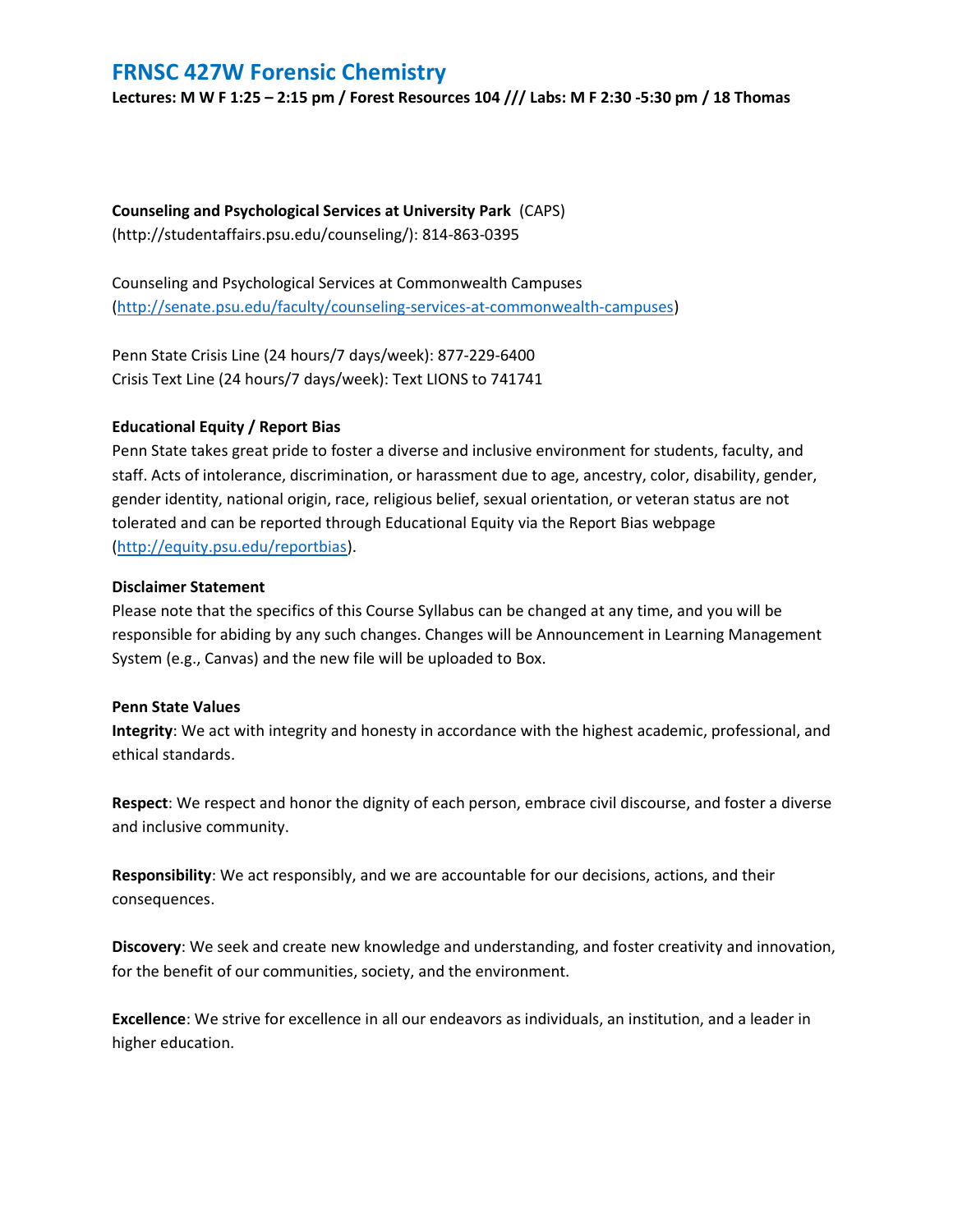# FRNSC 427W Forensic Chemistry

**Lectures: M W F 1:25 – 2:15 pm / Forest Resources 104 /// Labs: M F 2:30 -5:30 pm / 18 Thomas**

**Counseling and Psychological Services at University Park** (CAPS) (http://studentaffairs.psu.edu/counseling/): 814-863-0395

Counseling and Psychological Services at Commonwealth Campuses (http://senate.psu.edu/faculty/counseling-services-at-commonwealth-campuses)

Penn State Crisis Line (24 hours/7 days/week): 877-229-6400
Crisis Text Line (24 hours/7 days/week): Text LIONS to 741741

**Educational Equity / Report Bias**

Penn State takes great pride to foster a diverse and inclusive environment for students, faculty, and staff. Acts of intolerance, discrimination, or harassment due to age, ancestry, color, disability, gender, gender identity, national origin, race, religious belief, sexual orientation, or veteran status are not tolerated and can be reported through Educational Equity via the Report Bias webpage (http://equity.psu.edu/reportbias).

**Disclaimer Statement**

Please note that the specifics of this Course Syllabus can be changed at any time, and you will be responsible for abiding by any such changes. Changes will be Announcement in Learning Management System (e.g., Canvas) and the new file will be uploaded to Box.

**Penn State Values**

**Integrity**: We act with integrity and honesty in accordance with the highest academic, professional, and ethical standards.

**Respect**: We respect and honor the dignity of each person, embrace civil discourse, and foster a diverse and inclusive community.

**Responsibility**: We act responsibly, and we are accountable for our decisions, actions, and their consequences.

**Discovery**: We seek and create new knowledge and understanding, and foster creativity and innovation, for the benefit of our communities, society, and the environment.

**Excellence**: We strive for excellence in all our endeavors as individuals, an institution, and a leader in higher education.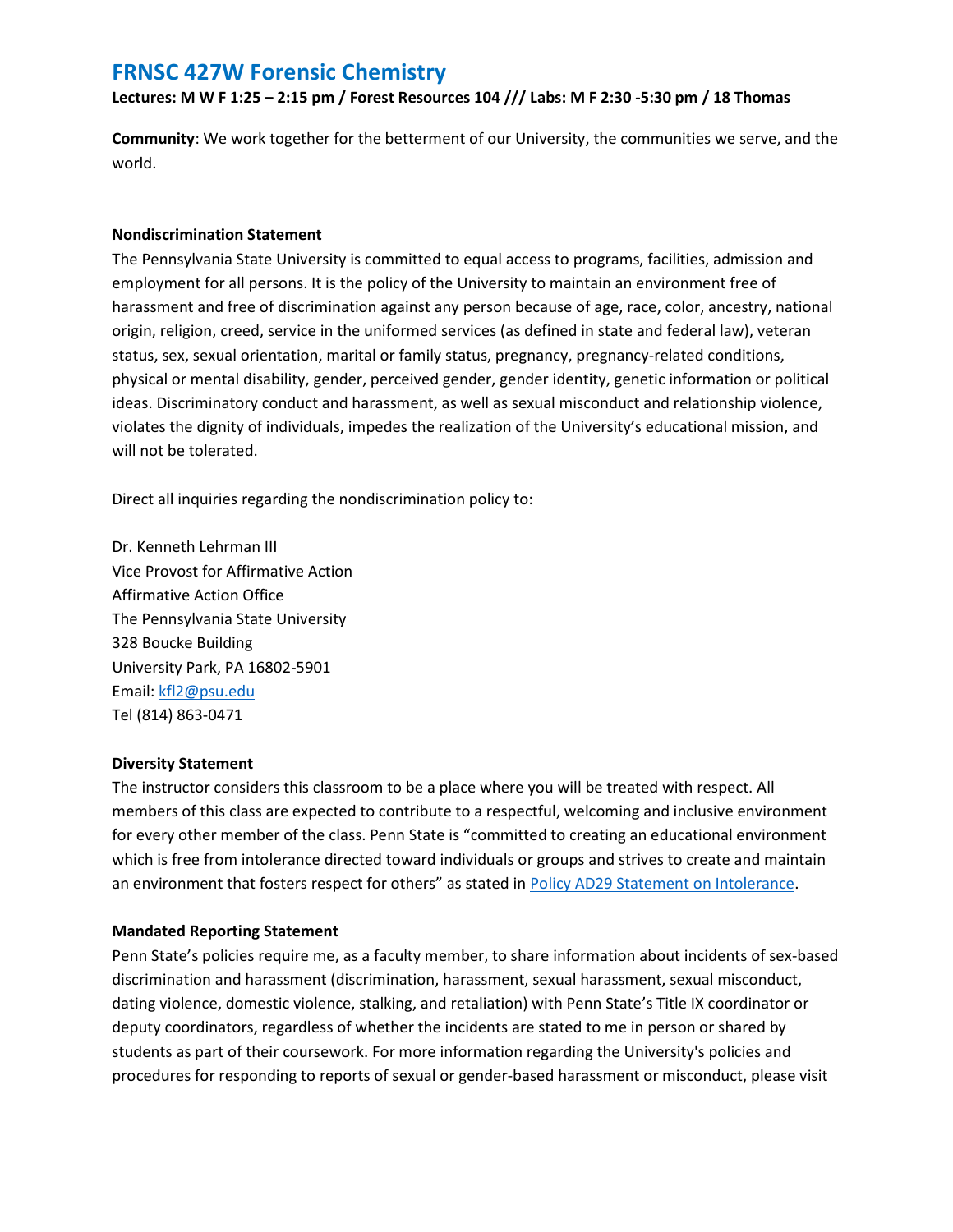## FRNSC 427W Forensic Chemistry

**Lectures: M W F 1:25 – 2:15 pm / Forest Resources 104 /// Labs: M F 2:30 -5:30 pm / 18 Thomas**

**Community**: We work together for the betterment of our University, the communities we serve, and the world.

**Nondiscrimination Statement**

The Pennsylvania State University is committed to equal access to programs, facilities, admission and employment for all persons. It is the policy of the University to maintain an environment free of harassment and free of discrimination against any person because of age, race, color, ancestry, national origin, religion, creed, service in the uniformed services (as defined in state and federal law), veteran status, sex, sexual orientation, marital or family status, pregnancy, pregnancy-related conditions, physical or mental disability, gender, perceived gender, gender identity, genetic information or political ideas. Discriminatory conduct and harassment, as well as sexual misconduct and relationship violence, violates the dignity of individuals, impedes the realization of the University's educational mission, and will not be tolerated.

Direct all inquiries regarding the nondiscrimination policy to:

Dr. Kenneth Lehrman III
Vice Provost for Affirmative Action
Affirmative Action Office
The Pennsylvania State University
328 Boucke Building
University Park, PA 16802-5901
Email: kfl2@psu.edu
Tel (814) 863-0471

**Diversity Statement**

The instructor considers this classroom to be a place where you will be treated with respect. All members of this class are expected to contribute to a respectful, welcoming and inclusive environment for every other member of the class. Penn State is "committed to creating an educational environment which is free from intolerance directed toward individuals or groups and strives to create and maintain an environment that fosters respect for others" as stated in Policy AD29 Statement on Intolerance.

**Mandated Reporting Statement**

Penn State's policies require me, as a faculty member, to share information about incidents of sex-based discrimination and harassment (discrimination, harassment, sexual harassment, sexual misconduct, dating violence, domestic violence, stalking, and retaliation) with Penn State's Title IX coordinator or deputy coordinators, regardless of whether the incidents are stated to me in person or shared by students as part of their coursework. For more information regarding the University's policies and procedures for responding to reports of sexual or gender-based harassment or misconduct, please visit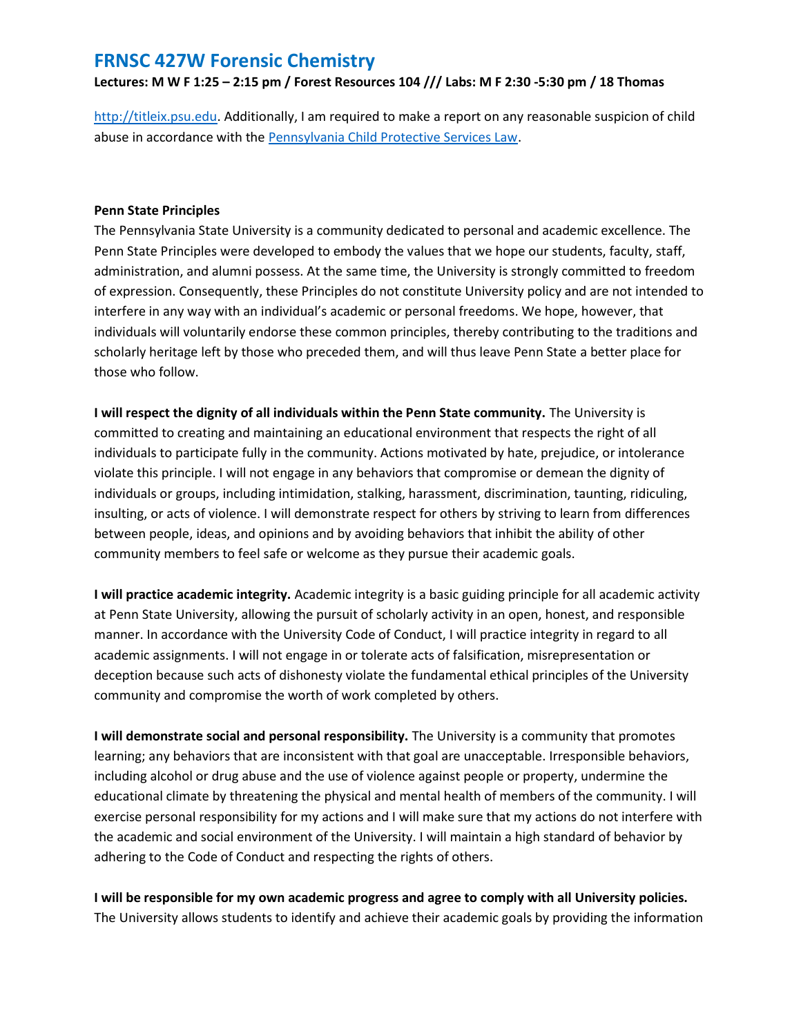[http://titleix.psu.edu](http://titleix.psu.edu). Additionally, I am required to make a report on any reasonable suspicion of child abuse in accordance with the [Pennsylvania Child Protective Services Law](#).

**Penn State Principles**

The Pennsylvania State University is a community dedicated to personal and academic excellence. The Penn State Principles were developed to embody the values that we hope our students, faculty, staff, administration, and alumni possess. At the same time, the University is strongly committed to freedom of expression. Consequently, these Principles do not constitute University policy and are not intended to interfere in any way with an individual's academic or personal freedoms. We hope, however, that individuals will voluntarily endorse these common principles, thereby contributing to the traditions and scholarly heritage left by those who preceded them, and will thus leave Penn State a better place for those who follow.

**I will respect the dignity of all individuals within the Penn State community.** The University is committed to creating and maintaining an educational environment that respects the right of all individuals to participate fully in the community. Actions motivated by hate, prejudice, or intolerance violate this principle. I will not engage in any behaviors that compromise or demean the dignity of individuals or groups, including intimidation, stalking, harassment, discrimination, taunting, ridiculing, insulting, or acts of violence. I will demonstrate respect for others by striving to learn from differences between people, ideas, and opinions and by avoiding behaviors that inhibit the ability of other community members to feel safe or welcome as they pursue their academic goals.

**I will practice academic integrity.** Academic integrity is a basic guiding principle for all academic activity at Penn State University, allowing the pursuit of scholarly activity in an open, honest, and responsible manner. In accordance with the University Code of Conduct, I will practice integrity in regard to all academic assignments. I will not engage in or tolerate acts of falsification, misrepresentation or deception because such acts of dishonesty violate the fundamental ethical principles of the University community and compromise the worth of work completed by others.

**I will demonstrate social and personal responsibility.** The University is a community that promotes learning; any behaviors that are inconsistent with that goal are unacceptable. Irresponsible behaviors, including alcohol or drug abuse and the use of violence against people or property, undermine the educational climate by threatening the physical and mental health of members of the community. I will exercise personal responsibility for my actions and I will make sure that my actions do not interfere with the academic and social environment of the University. I will maintain a high standard of behavior by adhering to the Code of Conduct and respecting the rights of others.

**I will be responsible for my own academic progress and agree to comply with all University policies.** The University allows students to identify and achieve their academic goals by providing the information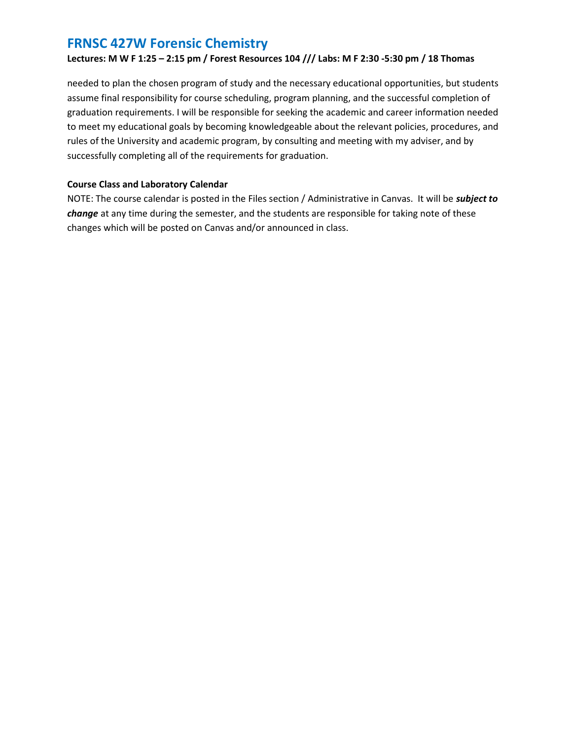needed to plan the chosen program of study and the necessary educational opportunities, but students assume final responsibility for course scheduling, program planning, and the successful completion of graduation requirements. I will be responsible for seeking the academic and career information needed to meet my educational goals by becoming knowledgeable about the relevant policies, procedures, and rules of the University and academic program, by consulting and meeting with my adviser, and by successfully completing all of the requirements for graduation.

**Course Class and Laboratory Calendar**

NOTE: The course calendar is posted in the Files section / Administrative in Canvas. It will be ***subject to change*** at any time during the semester, and the students are responsible for taking note of these changes which will be posted on Canvas and/or announced in class.